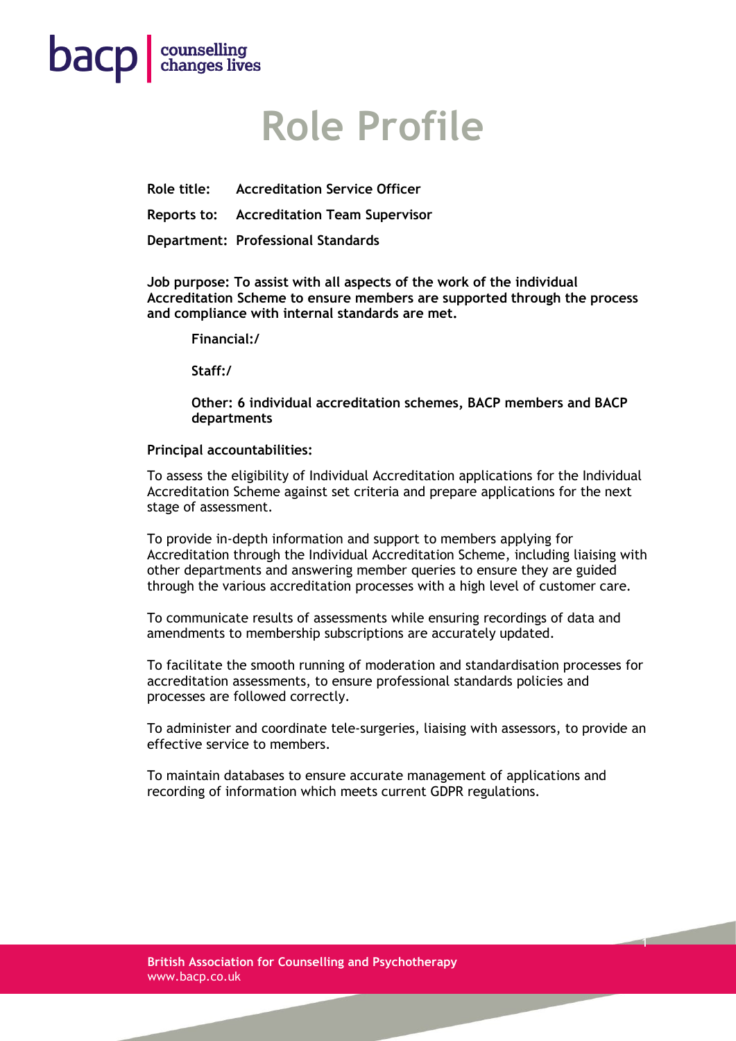bacp | counselling changes lives

# Role Profile

**Role title:** **Accreditation Service Officer**

**Reports to:** **Accreditation Team Supervisor**

**Department:** **Professional Standards**

**Job purpose: To assist with all aspects of the work of the individual Accreditation Scheme to ensure members are supported through the process and compliance with internal standards are met.**

> **Financial:/**
>
> **Staff:/**
>
> **Other: 6 individual accreditation schemes, BACP members and BACP departments**

**Principal accountabilities:**

To assess the eligibility of Individual Accreditation applications for the Individual Accreditation Scheme against set criteria and prepare applications for the next stage of assessment.

To provide in-depth information and support to members applying for Accreditation through the Individual Accreditation Scheme, including liaising with other departments and answering member queries to ensure they are guided through the various accreditation processes with a high level of customer care.

To communicate results of assessments while ensuring recordings of data and amendments to membership subscriptions are accurately updated.

To facilitate the smooth running of moderation and standardisation processes for accreditation assessments, to ensure professional standards policies and processes are followed correctly.

To administer and coordinate tele-surgeries, liaising with assessors, to provide an effective service to members.

To maintain databases to ensure accurate management of applications and recording of information which meets current GDPR regulations.

**British Association for Counselling and Psychotherapy**
www.bacp.co.uk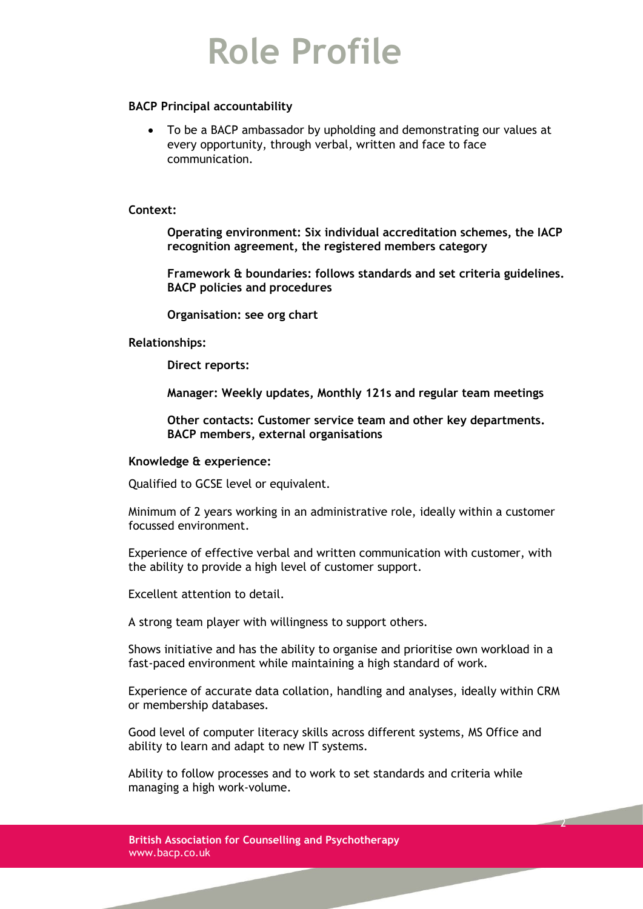# Role Profile

**BACP Principal accountability**

- To be a BACP ambassador by upholding and demonstrating our values at every opportunity, through verbal, written and face to face communication.

**Context:**

**Operating environment: Six individual accreditation schemes, the IACP recognition agreement, the registered members category**

**Framework & boundaries: follows standards and set criteria guidelines. BACP policies and procedures**

**Organisation: see org chart**

**Relationships:**

**Direct reports:**

**Manager: Weekly updates, Monthly 121s and regular team meetings**

**Other contacts: Customer service team and other key departments. BACP members, external organisations**

**Knowledge & experience:**

Qualified to GCSE level or equivalent.

Minimum of 2 years working in an administrative role, ideally within a customer focussed environment.

Experience of effective verbal and written communication with customer, with the ability to provide a high level of customer support.

Excellent attention to detail.

A strong team player with willingness to support others.

Shows initiative and has the ability to organise and prioritise own workload in a fast-paced environment while maintaining a high standard of work.

Experience of accurate data collation, handling and analyses, ideally within CRM or membership databases.

Good level of computer literacy skills across different systems, MS Office and ability to learn and adapt to new IT systems.

Ability to follow processes and to work to set standards and criteria while managing a high work-volume.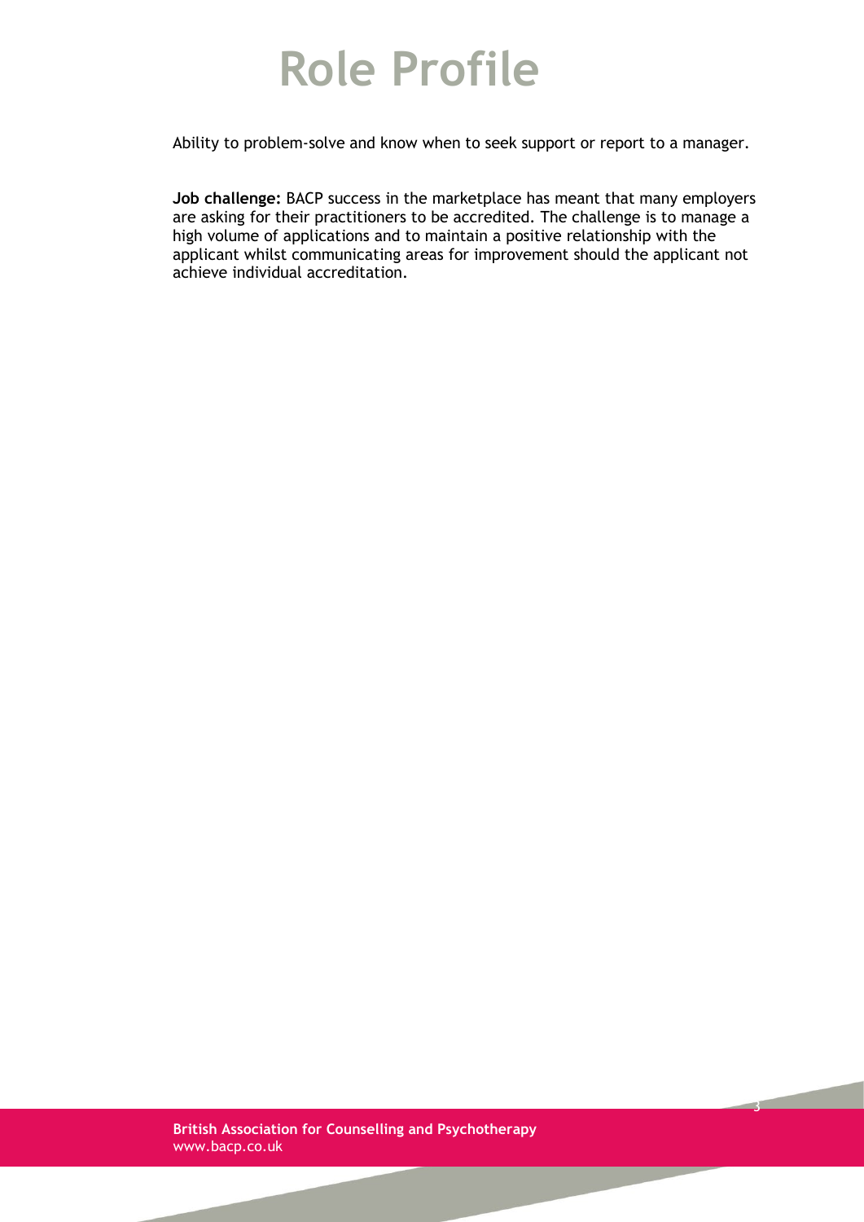Ability to problem-solve and know when to seek support or report to a manager.

**Job challenge:** BACP success in the marketplace has meant that many employers are asking for their practitioners to be accredited. The challenge is to manage a high volume of applications and to maintain a positive relationship with the applicant whilst communicating areas for improvement should the applicant not achieve individual accreditation.